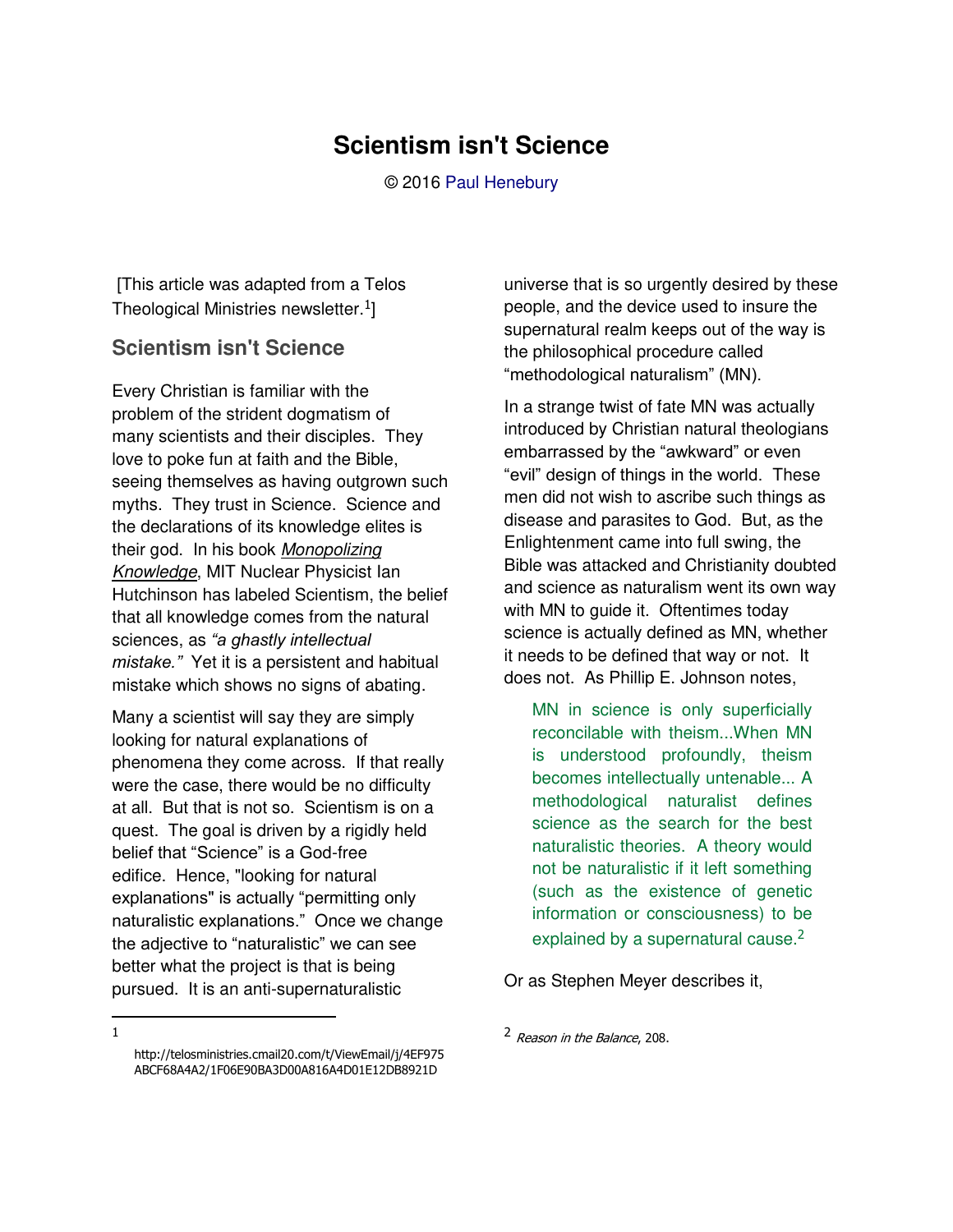# Scientism isn't Science

© 2016 Paul Henebury

[This article was adapted from a Telos Theological Ministries newsletter.[1]]

## Scientism isn't Science

Every Christian is familiar with the problem of the strident dogmatism of many scientists and their disciples. They love to poke fun at faith and the Bible, seeing themselves as having outgrown such myths. They trust in Science. Science and the declarations of its knowledge elites is their god. In his book *Monopolizing Knowledge*, MIT Nuclear Physicist Ian Hutchinson has labeled Scientism, the belief that all knowledge comes from the natural sciences, as *"a ghastly intellectual mistake."* Yet it is a persistent and habitual mistake which shows no signs of abating.

Many a scientist will say they are simply looking for natural explanations of phenomena they come across. If that really were the case, there would be no difficulty at all. But that is not so. Scientism is on a quest. The goal is driven by a rigidly held belief that "Science" is a God-free edifice. Hence, "looking for natural explanations" is actually "permitting only naturalistic explanations." Once we change the adjective to "naturalistic" we can see better what the project is that is being pursued. It is an anti-supernaturalistic universe that is so urgently desired by these people, and the device used to insure the supernatural realm keeps out of the way is the philosophical procedure called "methodological naturalism" (MN).

In a strange twist of fate MN was actually introduced by Christian natural theologians embarrassed by the "awkward" or even "evil" design of things in the world. These men did not wish to ascribe such things as disease and parasites to God. But, as the Enlightenment came into full swing, the Bible was attacked and Christianity doubted and science as naturalism went its own way with MN to guide it. Oftentimes today science is actually defined as MN, whether it needs to be defined that way or not. It does not. As Phillip E. Johnson notes,

> MN in science is only superficially reconcilable with theism...When MN is understood profoundly, theism becomes intellectually untenable... A methodological naturalist defines science as the search for the best naturalistic theories. A theory would not be naturalistic if it left something (such as the existence of genetic information or consciousness) to be explained by a supernatural cause.[2]

Or as Stephen Meyer describes it,

---

[1] http://telosministries.cmail20.com/t/ViewEmail/j/4EF975ABCF68A4A2/1F06E90BA3D00A816A4D01E12DB8921D

[2] *Reason in the Balance*, 208.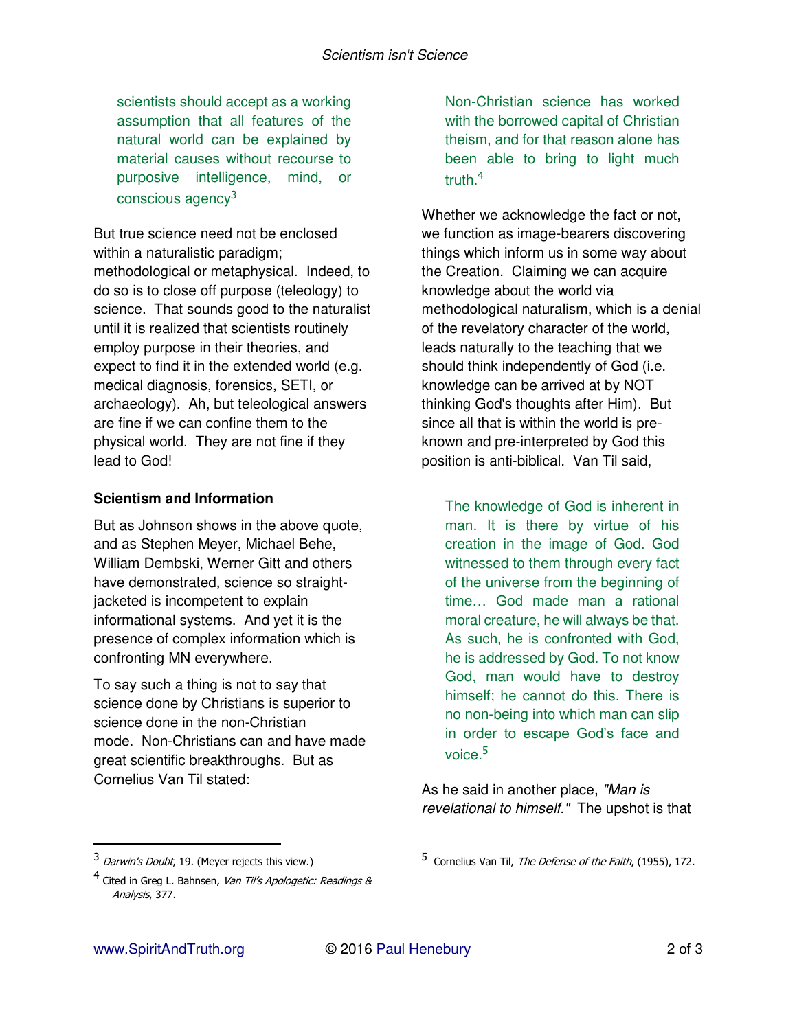> scientists should accept as a working assumption that all features of the natural world can be explained by material causes without recourse to purposive intelligence, mind, or conscious agency[3]

But true science need not be enclosed within a naturalistic paradigm; methodological or metaphysical. Indeed, to do so is to close off purpose (teleology) to science. That sounds good to the naturalist until it is realized that scientists routinely employ purpose in their theories, and expect to find it in the extended world (e.g. medical diagnosis, forensics, SETI, or archaeology). Ah, but teleological answers are fine if we can confine them to the physical world. They are not fine if they lead to God!

**Scientism and Information**

But as Johnson shows in the above quote, and as Stephen Meyer, Michael Behe, William Dembski, Werner Gitt and others have demonstrated, science so straight-jacketed is incompetent to explain informational systems. And yet it is the presence of complex information which is confronting MN everywhere.

To say such a thing is not to say that science done by Christians is superior to science done in the non-Christian mode. Non-Christians can and have made great scientific breakthroughs. But as Cornelius Van Til stated:

> Non-Christian science has worked with the borrowed capital of Christian theism, and for that reason alone has been able to bring to light much truth.[4]

Whether we acknowledge the fact or not, we function as image-bearers discovering things which inform us in some way about the Creation. Claiming we can acquire knowledge about the world via methodological naturalism, which is a denial of the revelatory character of the world, leads naturally to the teaching that we should think independently of God (i.e. knowledge can be arrived at by NOT thinking God's thoughts after Him). But since all that is within the world is pre-known and pre-interpreted by God this position is anti-biblical. Van Til said,

> The knowledge of God is inherent in man. It is there by virtue of his creation in the image of God. God witnessed to them through every fact of the universe from the beginning of time… God made man a rational moral creature, he will always be that. As such, he is confronted with God, he is addressed by God. To not know God, man would have to destroy himself; he cannot do this. There is no non-being into which man can slip in order to escape God's face and voice.[5]

As he said in another place, *"Man is revelational to himself."* The upshot is that

---

[3] *Darwin's Doubt*, 19. (Meyer rejects this view.)

[4] Cited in Greg L. Bahnsen, *Van Til's Apologetic: Readings & Analysis*, 377.

[5] Cornelius Van Til, *The Defense of the Faith*, (1955), 172.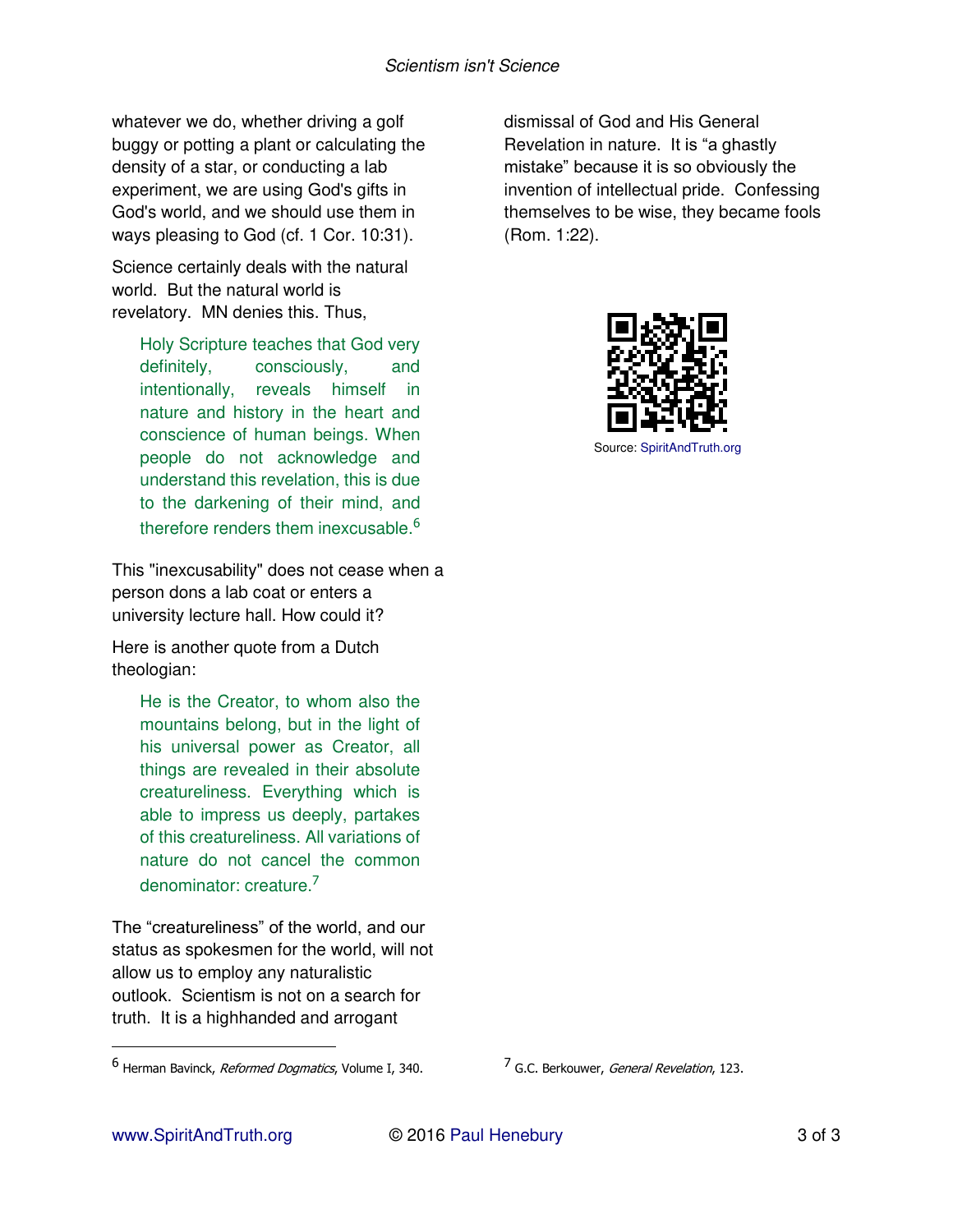whatever we do, whether driving a golf buggy or potting a plant or calculating the density of a star, or conducting a lab experiment, we are using God's gifts in God's world, and we should use them in ways pleasing to God (cf. 1 Cor. 10:31).

Science certainly deals with the natural world. But the natural world is revelatory. MN denies this. Thus,

> Holy Scripture teaches that God very definitely, consciously, and intentionally, reveals himself in nature and history in the heart and conscience of human beings. When people do not acknowledge and understand this revelation, this is due to the darkening of their mind, and therefore renders them inexcusable.[6]

This "inexcusability" does not cease when a person dons a lab coat or enters a university lecture hall. How could it?

Here is another quote from a Dutch theologian:

> He is the Creator, to whom also the mountains belong, but in the light of his universal power as Creator, all things are revealed in their absolute creatureliness. Everything which is able to impress us deeply, partakes of this creatureliness. All variations of nature do not cancel the common denominator: creature.[7]

The "creatureliness" of the world, and our status as spokesmen for the world, will not allow us to employ any naturalistic outlook. Scientism is not on a search for truth. It is a highhanded and arrogant dismissal of God and His General Revelation in nature. It is "a ghastly mistake" because it is so obviously the invention of intellectual pride. Confessing themselves to be wise, they became fools (Rom. 1:22).

Source: SpiritAndTruth.org

---

[6] Herman Bavinck, *Reformed Dogmatics*, Volume I, 340.

[7] G.C. Berkouwer, *General Revelation*, 123.